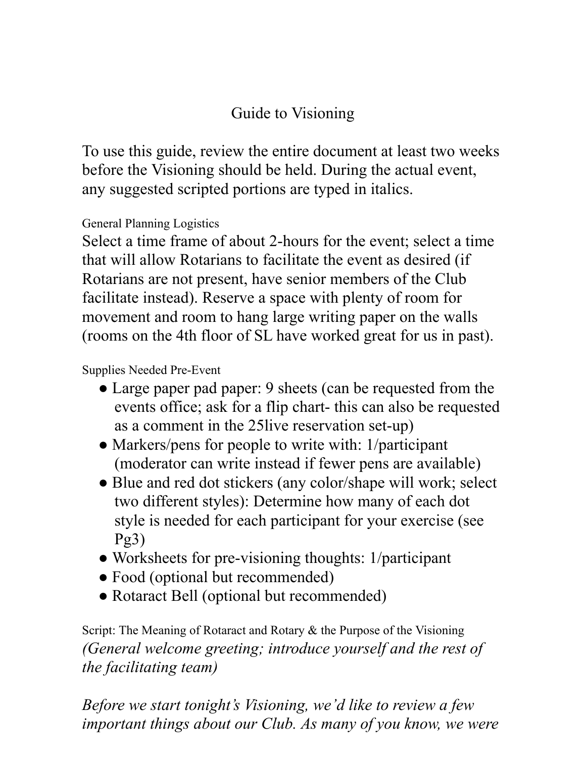# Guide to Visioning

To use this guide, review the entire document at least two weeks before the Visioning should be held. During the actual event, any suggested scripted portions are typed in italics.

### General Planning Logistics

Select a time frame of about 2-hours for the event; select a time that will allow Rotarians to facilitate the event as desired (if Rotarians are not present, have senior members of the Club facilitate instead). Reserve a space with plenty of room for movement and room to hang large writing paper on the walls (rooms on the 4th floor of SL have worked great for us in past).

### Supplies Needed Pre-Event

- Large paper pad paper: 9 sheets (can be requested from the events office; ask for a flip chart- this can also be requested as a comment in the 25live reservation set-up)
- Markers/pens for people to write with: 1/participant (moderator can write instead if fewer pens are available)
- Blue and red dot stickers (any color/shape will work; select two different styles): Determine how many of each dot style is needed for each participant for your exercise (see Pg3)
- Worksheets for pre-visioning thoughts: 1/participant
- Food (optional but recommended)
- Rotaract Bell (optional but recommended)

### Script: The Meaning of Rotaract and Rotary & the Purpose of the Visioning

*(General welcome greeting; introduce yourself and the rest of the facilitating team)*

*Before we start tonight's Visioning, we'd like to review a few important things about our Club. As many of you know, we were*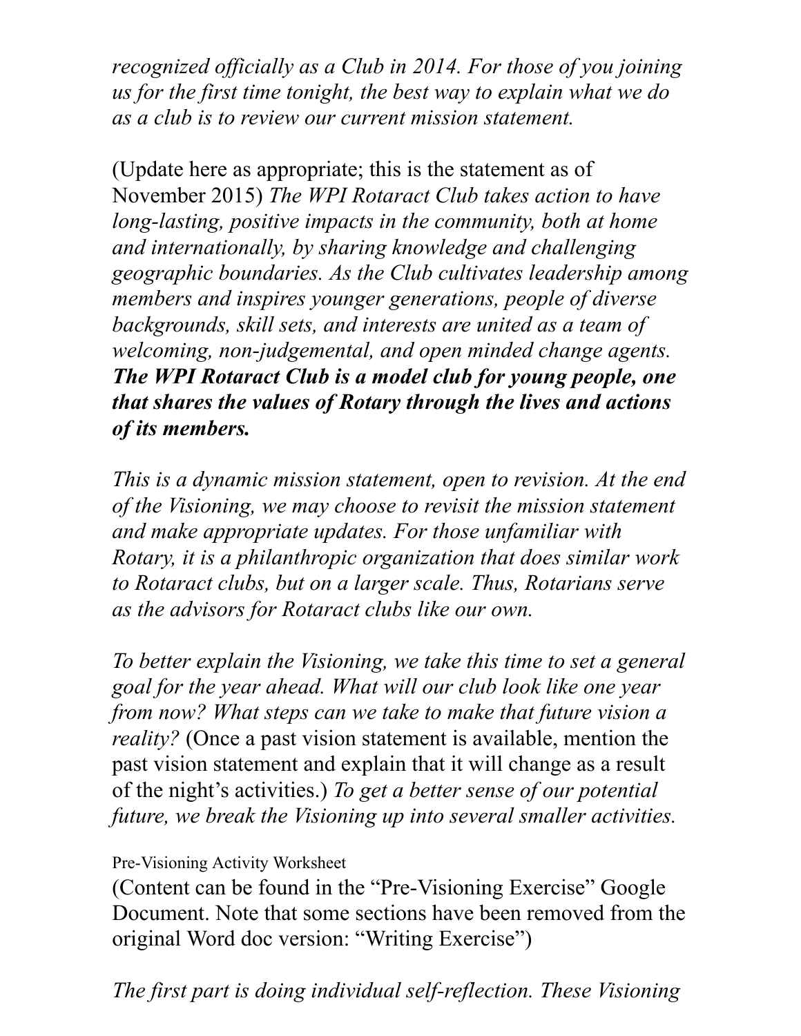*recognized officially as a Club in 2014. For those of you joining us for the first time tonight, the best way to explain what we do as a club is to review our current mission statement.*

(Update here as appropriate; this is the statement as of November 2015) *The WPI Rotaract Club takes action to have long-lasting, positive impacts in the community, both at home and internationally, by sharing knowledge and challenging geographic boundaries. As the Club cultivates leadership among members and inspires younger generations, people of diverse backgrounds, skill sets, and interests are united as a team of welcoming, non-judgemental, and open minded change agents.* ***The WPI Rotaract Club is a model club for young people, one that shares the values of Rotary through the lives and actions of its members.***

*This is a dynamic mission statement, open to revision. At the end of the Visioning, we may choose to revisit the mission statement and make appropriate updates. For those unfamiliar with Rotary, it is a philanthropic organization that does similar work to Rotaract clubs, but on a larger scale. Thus, Rotarians serve as the advisors for Rotaract clubs like our own.*

*To better explain the Visioning, we take this time to set a general goal for the year ahead. What will our club look like one year from now? What steps can we take to make that future vision a reality?* (Once a past vision statement is available, mention the past vision statement and explain that it will change as a result of the night's activities.) *To get a better sense of our potential future, we break the Visioning up into several smaller activities.*

Pre-Visioning Activity Worksheet

(Content can be found in the "Pre-Visioning Exercise" Google Document. Note that some sections have been removed from the original Word doc version: "Writing Exercise")

*The first part is doing individual self-reflection. These Visioning*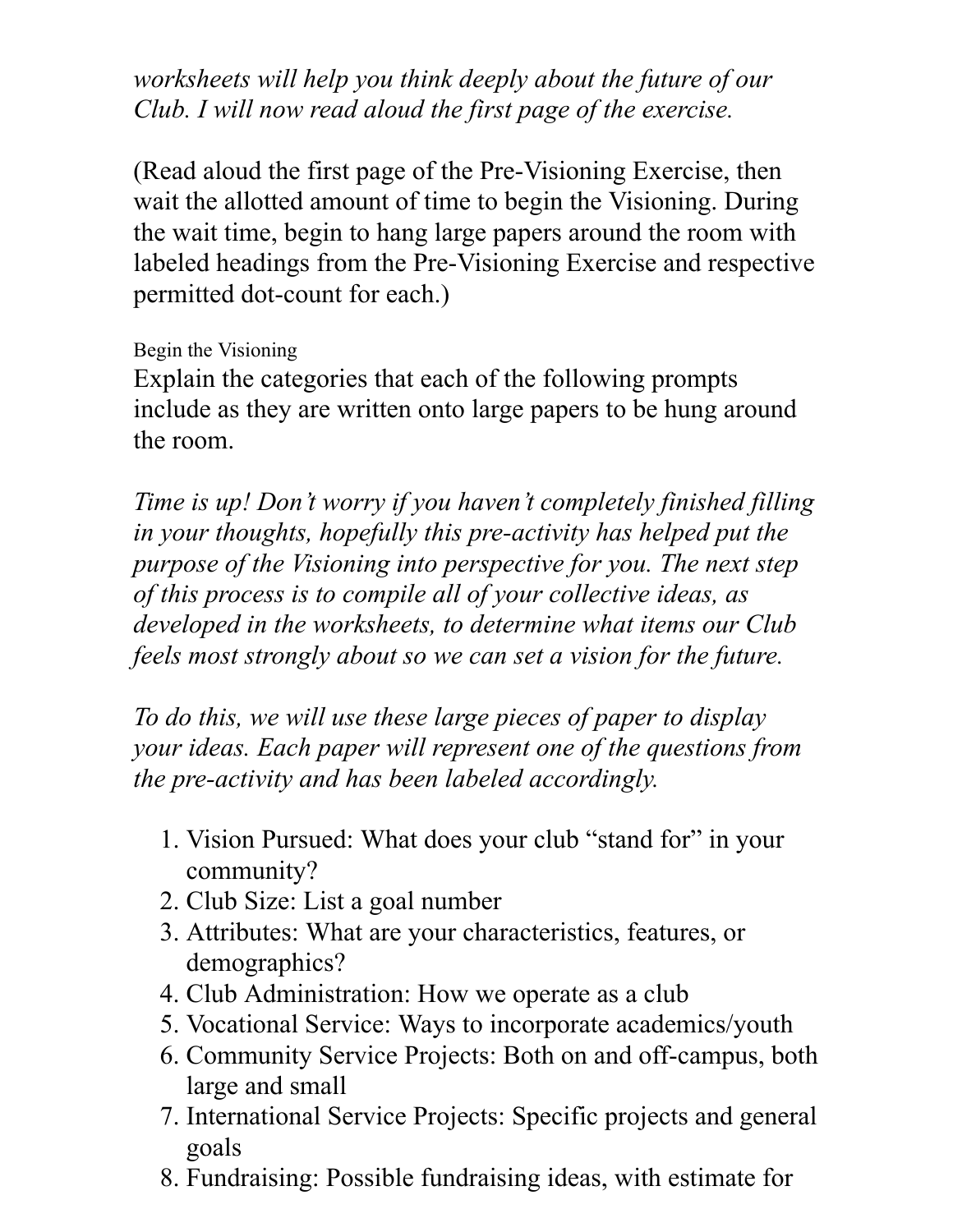*worksheets will help you think deeply about the future of our Club. I will now read aloud the first page of the exercise.*

(Read aloud the first page of the Pre-Visioning Exercise, then wait the allotted amount of time to begin the Visioning. During the wait time, begin to hang large papers around the room with labeled headings from the Pre-Visioning Exercise and respective permitted dot-count for each.)

### Begin the Visioning

Explain the categories that each of the following prompts include as they are written onto large papers to be hung around the room.

*Time is up! Don't worry if you haven't completely finished filling in your thoughts, hopefully this pre-activity has helped put the purpose of the Visioning into perspective for you. The next step of this process is to compile all of your collective ideas, as developed in the worksheets, to determine what items our Club feels most strongly about so we can set a vision for the future.*

*To do this, we will use these large pieces of paper to display your ideas. Each paper will represent one of the questions from the pre-activity and has been labeled accordingly.*

1. Vision Pursued: What does your club "stand for" in your community?
2. Club Size: List a goal number
3. Attributes: What are your characteristics, features, or demographics?
4. Club Administration: How we operate as a club
5. Vocational Service: Ways to incorporate academics/youth
6. Community Service Projects: Both on and off-campus, both large and small
7. International Service Projects: Specific projects and general goals
8. Fundraising: Possible fundraising ideas, with estimate for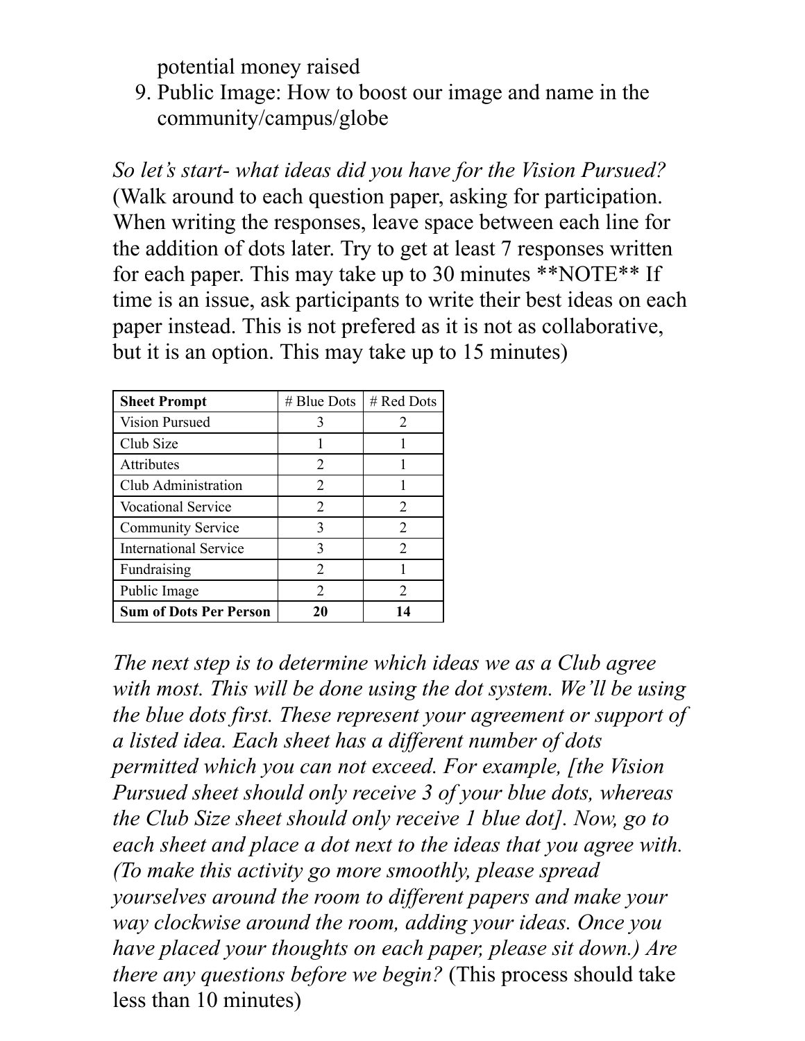potential money raised

9. Public Image: How to boost our image and name in the community/campus/globe

*So let's start- what ideas did you have for the Vision Pursued?* (Walk around to each question paper, asking for participation. When writing the responses, leave space between each line for the addition of dots later. Try to get at least 7 responses written for each paper. This may take up to 30 minutes **NOTE** If time is an issue, ask participants to write their best ideas on each paper instead. This is not prefered as it is not as collaborative, but it is an option. This may take up to 15 minutes)

| **Sheet Prompt** | # Blue Dots | # Red Dots |
|---|---|---|
| Vision Pursued | 3 | 2 |
| Club Size | 1 | 1 |
| Attributes | 2 | 1 |
| Club Administration | 2 | 1 |
| Vocational Service | 2 | 2 |
| Community Service | 3 | 2 |
| International Service | 3 | 2 |
| Fundraising | 2 | 1 |
| Public Image | 2 | 2 |
| **Sum of Dots Per Person** | **20** | **14** |

*The next step is to determine which ideas we as a Club agree with most. This will be done using the dot system. We'll be using the blue dots first. These represent your agreement or support of a listed idea. Each sheet has a different number of dots permitted which you can not exceed. For example, [the Vision Pursued sheet should only receive 3 of your blue dots, whereas the Club Size sheet should only receive 1 blue dot]. Now, go to each sheet and place a dot next to the ideas that you agree with. (To make this activity go more smoothly, please spread yourselves around the room to different papers and make your way clockwise around the room, adding your ideas. Once you have placed your thoughts on each paper, please sit down.) Are there any questions before we begin?* (This process should take less than 10 minutes)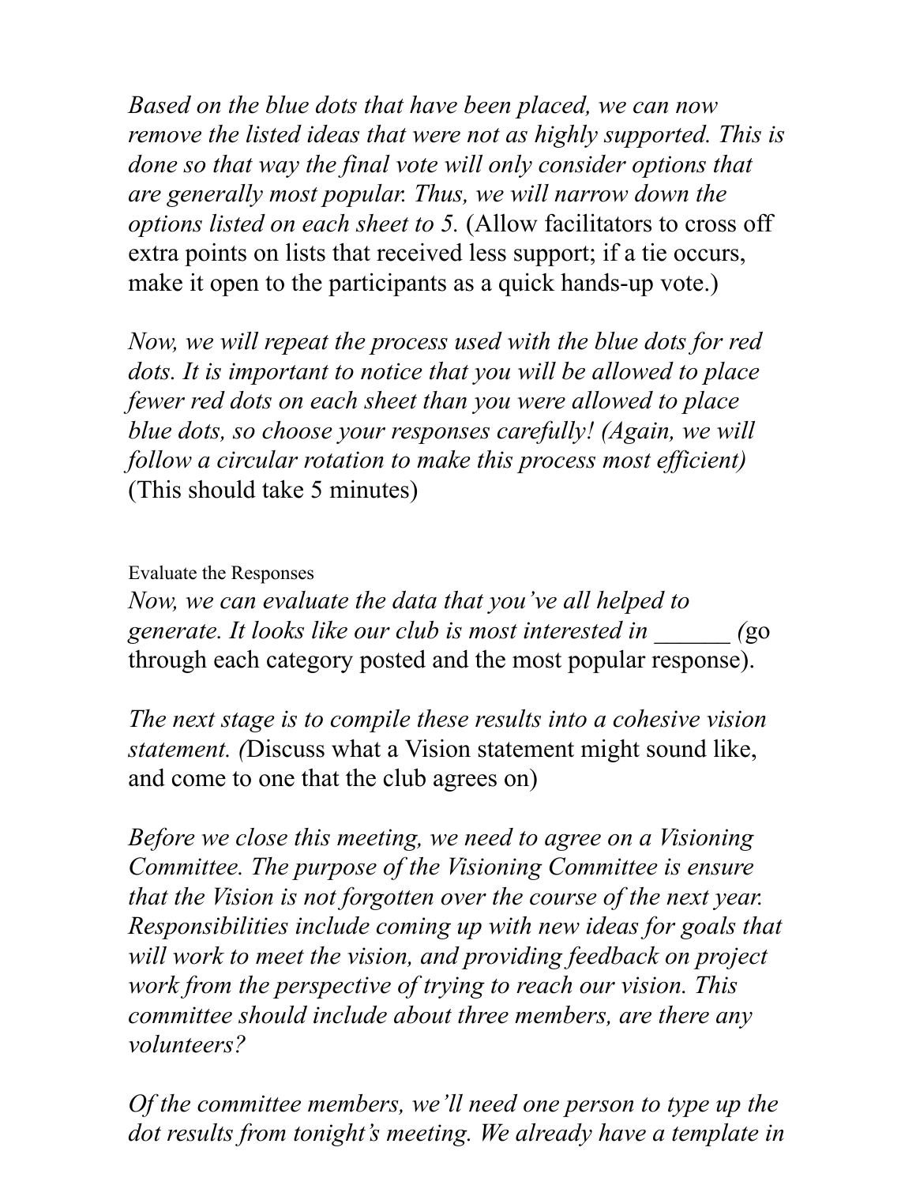*Based on the blue dots that have been placed, we can now remove the listed ideas that were not as highly supported. This is done so that way the final vote will only consider options that are generally most popular. Thus, we will narrow down the options listed on each sheet to 5.* (Allow facilitators to cross off extra points on lists that received less support; if a tie occurs, make it open to the participants as a quick hands-up vote.)

*Now, we will repeat the process used with the blue dots for red dots. It is important to notice that you will be allowed to place fewer red dots on each sheet than you were allowed to place blue dots, so choose your responses carefully! (Again, we will follow a circular rotation to make this process most efficient)* (This should take 5 minutes)

Evaluate the Responses

*Now, we can evaluate the data that you've all helped to generate. It looks like our club is most interested in ______ (*go through each category posted and the most popular response).

*The next stage is to compile these results into a cohesive vision statement. (*Discuss what a Vision statement might sound like, and come to one that the club agrees on)

*Before we close this meeting, we need to agree on a Visioning Committee. The purpose of the Visioning Committee is ensure that the Vision is not forgotten over the course of the next year. Responsibilities include coming up with new ideas for goals that will work to meet the vision, and providing feedback on project work from the perspective of trying to reach our vision. This committee should include about three members, are there any volunteers?*

*Of the committee members, we'll need one person to type up the dot results from tonight's meeting. We already have a template in*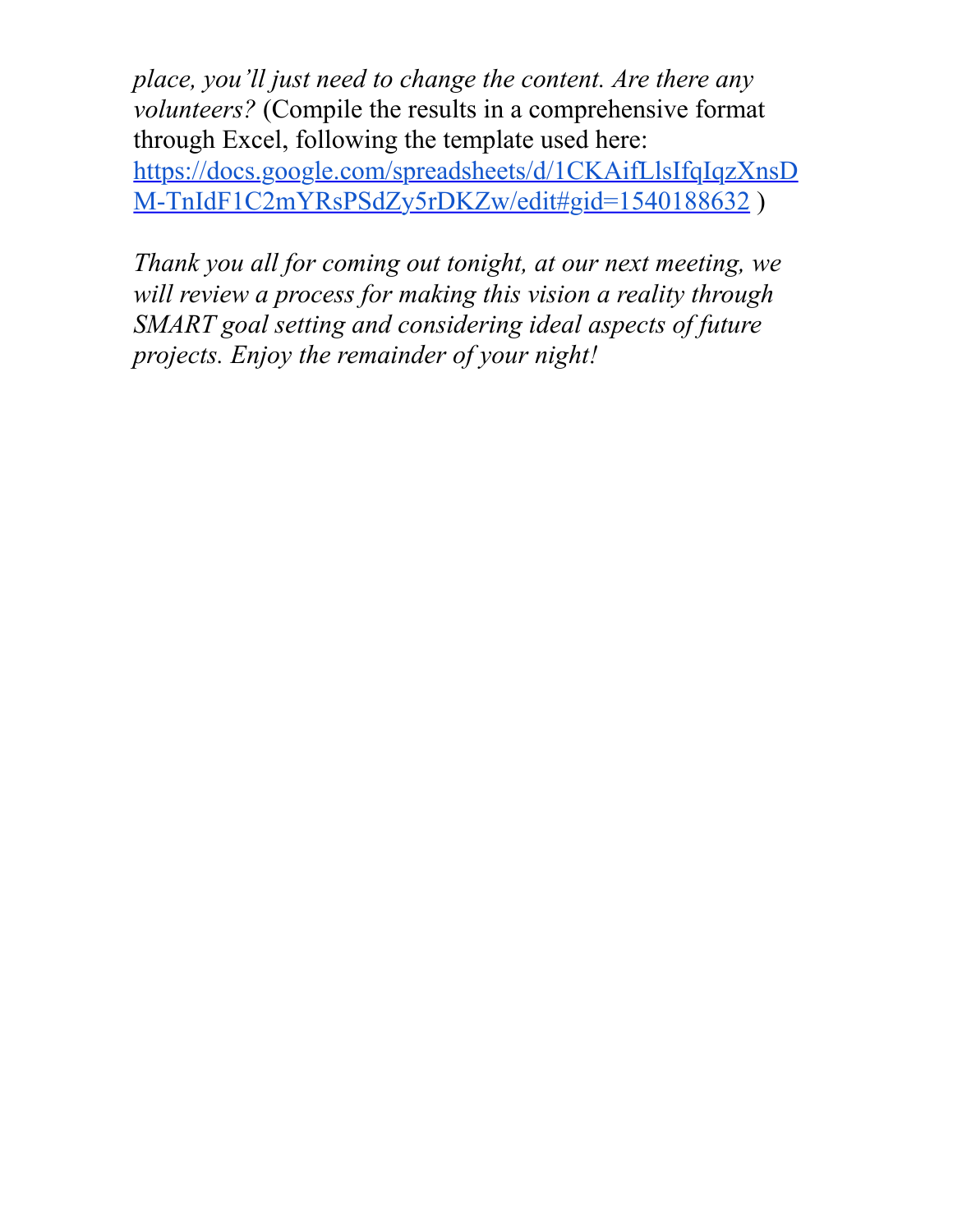*place, you'll just need to change the content. Are there any volunteers?* (Compile the results in a comprehensive format through Excel, following the template used here: [https://docs.google.com/spreadsheets/d/1CKAifLlsIfqIqzXnsDM-TnIdF1C2mYRsPSdZy5rDKZw/edit#gid=1540188632](https://docs.google.com/spreadsheets/d/1CKAifLlsIfqIqzXnsDM-TnIdF1C2mYRsPSdZy5rDKZw/edit#gid=1540188632) )

*Thank you all for coming out tonight, at our next meeting, we will review a process for making this vision a reality through SMART goal setting and considering ideal aspects of future projects. Enjoy the remainder of your night!*